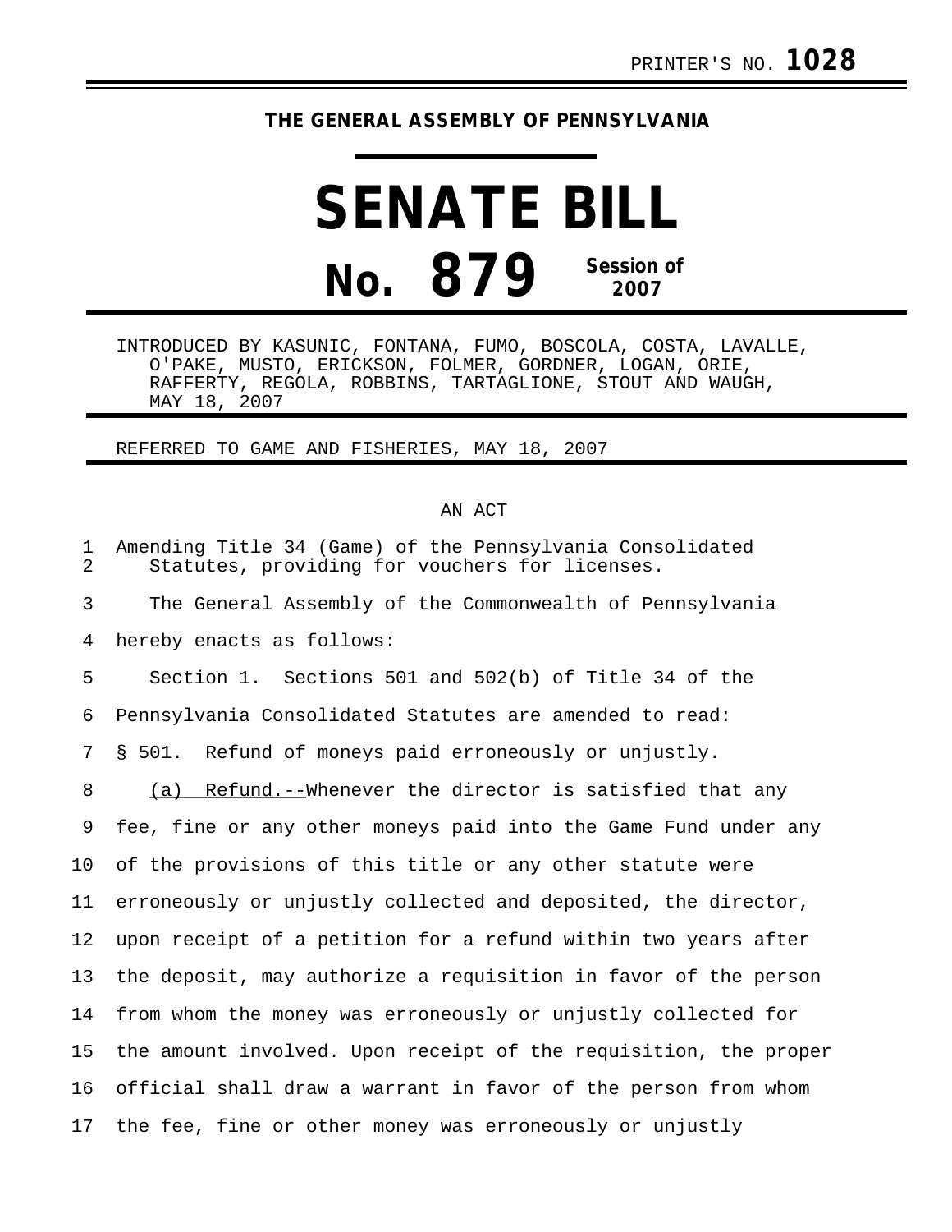PRINTER'S NO. **1028**

**THE GENERAL ASSEMBLY OF PENNSYLVANIA**

# SENATE BILL

## No. 879 Session of 2007

INTRODUCED BY KASUNIC, FONTANA, FUMO, BOSCOLA, COSTA, LAVALLE, O'PAKE, MUSTO, ERICKSON, FOLMER, GORDNER, LOGAN, ORIE, RAFFERTY, REGOLA, ROBBINS, TARTAGLIONE, STOUT AND WAUGH, MAY 18, 2007

REFERRED TO GAME AND FISHERIES, MAY 18, 2007

AN ACT

1 Amending Title 34 (Game) of the Pennsylvania Consolidated
2 Statutes, providing for vouchers for licenses.

3 The General Assembly of the Commonwealth of Pennsylvania
4 hereby enacts as follows:

5 Section 1. Sections 501 and 502(b) of Title 34 of the
6 Pennsylvania Consolidated Statutes are amended to read:

7 § 501. Refund of moneys paid erroneously or unjustly.

8 <u>(a) Refund.--</u>Whenever the director is satisfied that any
9 fee, fine or any other moneys paid into the Game Fund under any
10 of the provisions of this title or any other statute were
11 erroneously or unjustly collected and deposited, the director,
12 upon receipt of a petition for a refund within two years after
13 the deposit, may authorize a requisition in favor of the person
14 from whom the money was erroneously or unjustly collected for
15 the amount involved. Upon receipt of the requisition, the proper
16 official shall draw a warrant in favor of the person from whom
17 the fee, fine or other money was erroneously or unjustly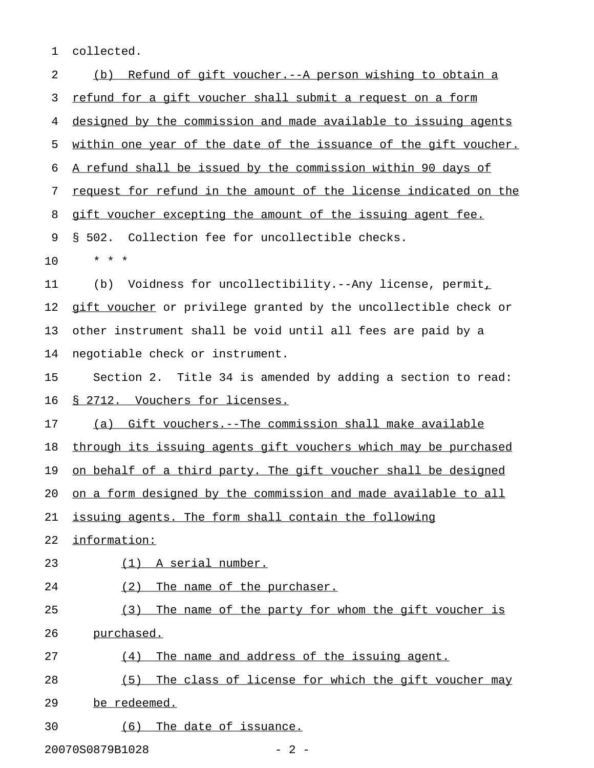collected.

(b) Refund of gift voucher.--A person wishing to obtain a refund for a gift voucher shall submit a request on a form designed by the commission and made available to issuing agents within one year of the date of the issuance of the gift voucher. A refund shall be issued by the commission within 90 days of request for refund in the amount of the license indicated on the gift voucher excepting the amount of the issuing agent fee.

§ 502. Collection fee for uncollectible checks.

\* \* \*

(b) Voidness for uncollectibility.--Any license, permit, gift voucher or privilege granted by the uncollectible check or other instrument shall be void until all fees are paid by a negotiable check or instrument.

Section 2. Title 34 is amended by adding a section to read:

§ 2712. Vouchers for licenses.

(a) Gift vouchers.--The commission shall make available through its issuing agents gift vouchers which may be purchased on behalf of a third party. The gift voucher shall be designed on a form designed by the commission and made available to all issuing agents. The form shall contain the following information:

(1) A serial number.

(2) The name of the purchaser.

(3) The name of the party for whom the gift voucher is purchased.

(4) The name and address of the issuing agent.

(5) The class of license for which the gift voucher may be redeemed.

(6) The date of issuance.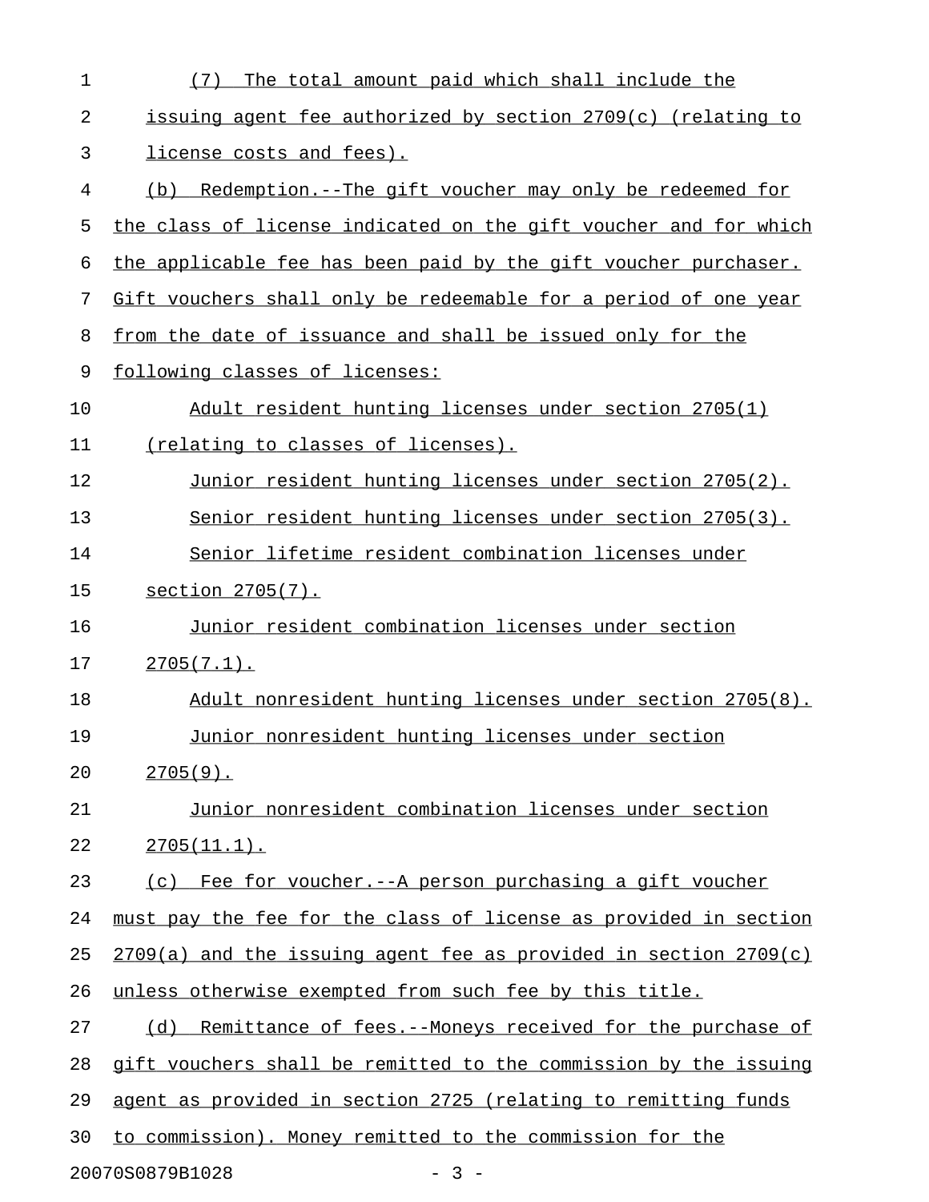(7) The total amount paid which shall include the issuing agent fee authorized by section 2709(c) (relating to license costs and fees).

(b) Redemption.--The gift voucher may only be redeemed for the class of license indicated on the gift voucher and for which the applicable fee has been paid by the gift voucher purchaser. Gift vouchers shall only be redeemable for a period of one year from the date of issuance and shall be issued only for the following classes of licenses:

Adult resident hunting licenses under section 2705(1) (relating to classes of licenses).

Junior resident hunting licenses under section 2705(2).

Senior resident hunting licenses under section 2705(3).

Senior lifetime resident combination licenses under section 2705(7).

Junior resident combination licenses under section 2705(7.1).

Adult nonresident hunting licenses under section 2705(8).

Junior nonresident hunting licenses under section 2705(9).

Junior nonresident combination licenses under section 2705(11.1).

(c) Fee for voucher.--A person purchasing a gift voucher must pay the fee for the class of license as provided in section 2709(a) and the issuing agent fee as provided in section 2709(c) unless otherwise exempted from such fee by this title.

(d) Remittance of fees.--Moneys received for the purchase of gift vouchers shall be remitted to the commission by the issuing agent as provided in section 2725 (relating to remitting funds to commission). Money remitted to the commission for the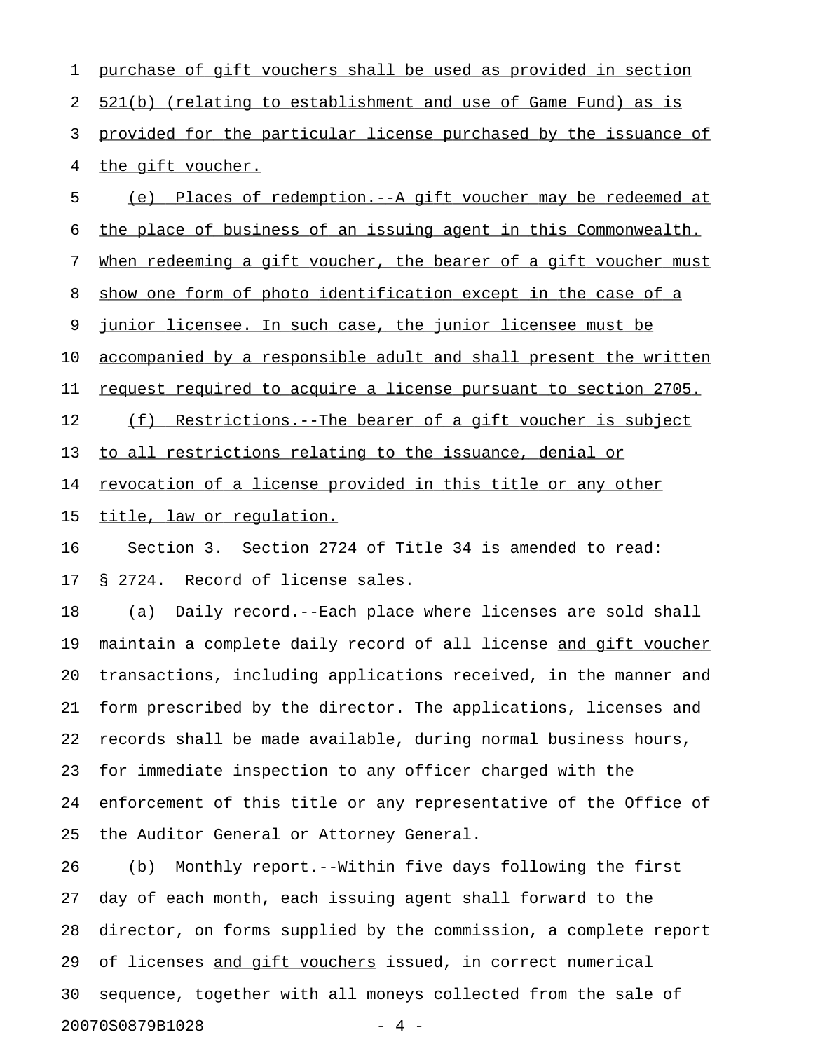purchase of gift vouchers shall be used as provided in section 521(b) (relating to establishment and use of Game Fund) as is provided for the particular license purchased by the issuance of the gift voucher.

(e) Places of redemption.--A gift voucher may be redeemed at the place of business of an issuing agent in this Commonwealth. When redeeming a gift voucher, the bearer of a gift voucher must show one form of photo identification except in the case of a junior licensee. In such case, the junior licensee must be accompanied by a responsible adult and shall present the written request required to acquire a license pursuant to section 2705.

(f) Restrictions.--The bearer of a gift voucher is subject to all restrictions relating to the issuance, denial or revocation of a license provided in this title or any other title, law or regulation.

Section 3. Section 2724 of Title 34 is amended to read:

§ 2724. Record of license sales.

(a) Daily record.--Each place where licenses are sold shall maintain a complete daily record of all license and gift voucher transactions, including applications received, in the manner and form prescribed by the director. The applications, licenses and records shall be made available, during normal business hours, for immediate inspection to any officer charged with the enforcement of this title or any representative of the Office of the Auditor General or Attorney General.

(b) Monthly report.--Within five days following the first day of each month, each issuing agent shall forward to the director, on forms supplied by the commission, a complete report of licenses and gift vouchers issued, in correct numerical sequence, together with all moneys collected from the sale of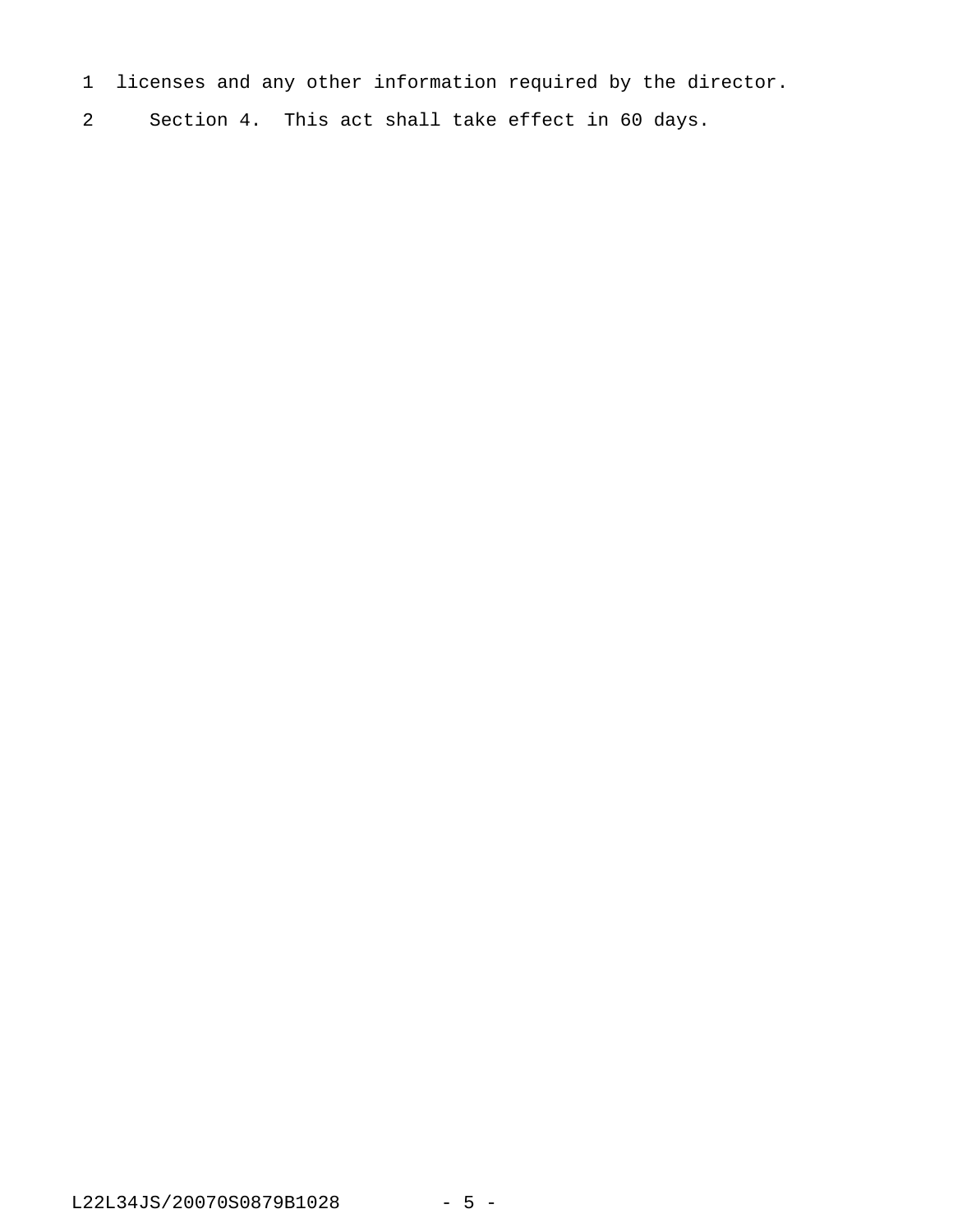licenses and any other information required by the director.

Section 4. This act shall take effect in 60 days.